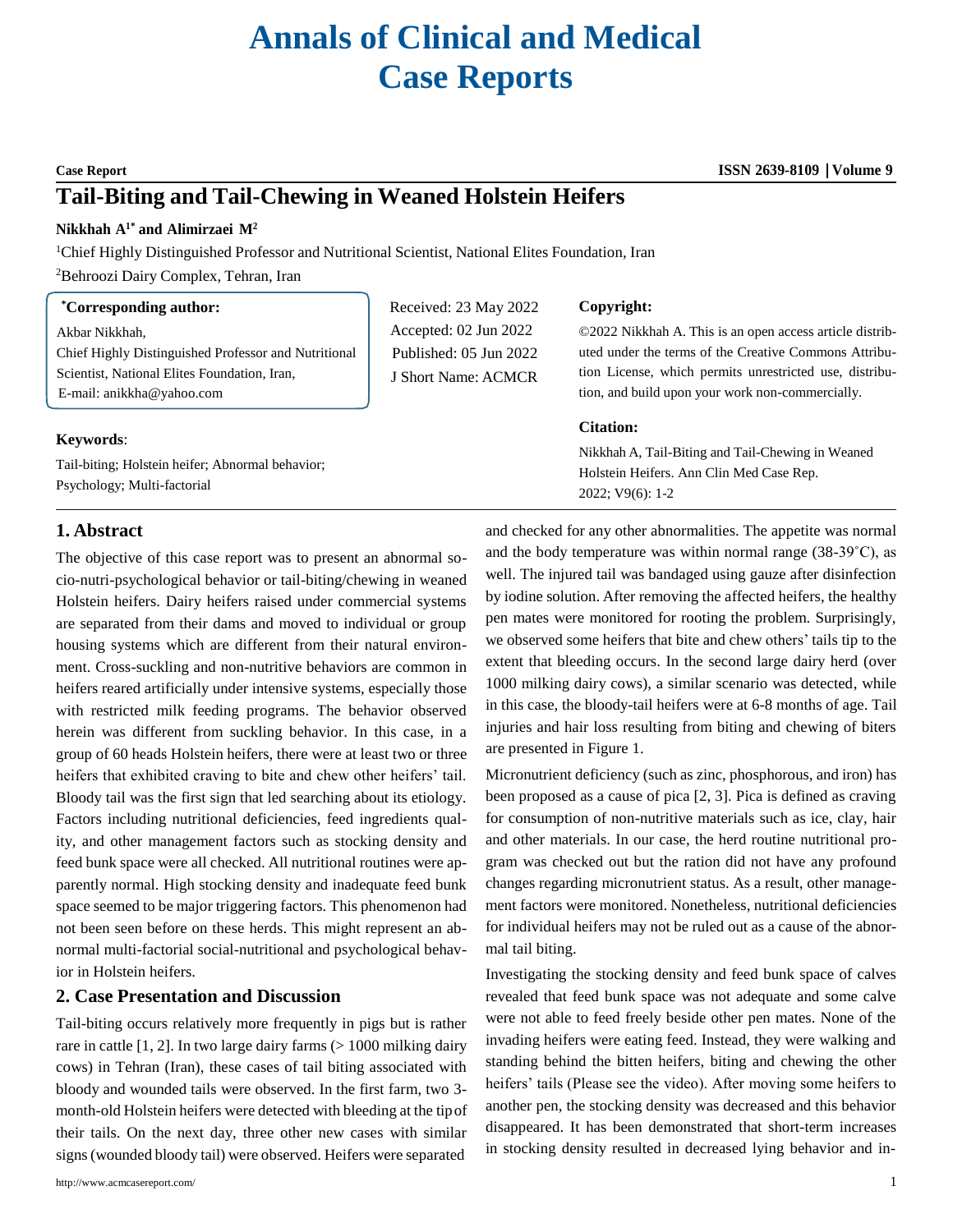# Annals of Clinical and Medical Case Reports

**Case Report**

## Tail-Biting and Tail-Chewing in Weaned Holstein Heifers

**Nikkhah A[1*] and Alimirzaei M[2]**

[1]Chief Highly Distinguished Professor and Nutritional Scientist, National Elites Foundation, Iran

[2]Behroozi Dairy Complex, Tehran, Iran

**[*]Corresponding author:**

Akbar Nikkhah,
Chief Highly Distinguished Professor and Nutritional Scientist, National Elites Foundation, Iran,
E-mail: anikkha@yahoo.com

Received: 23 May 2022
Accepted: 02 Jun 2022
Published: 05 Jun 2022
J Short Name: ACMCR

**Copyright:**

©2022 Nikkhah A. This is an open access article distributed under the terms of the Creative Commons Attribution License, which permits unrestricted use, distribution, and build upon your work non-commercially.

**Citation:**

Nikkhah A, Tail-Biting and Tail-Chewing in Weaned Holstein Heifers. Ann Clin Med Case Rep. 2022; V9(6): 1-2

**Keywords**:

Tail-biting; Holstein heifer; Abnormal behavior; Psychology; Multi-factorial

## 1. Abstract

The objective of this case report was to present an abnormal socio-nutri-psychological behavior or tail-biting/chewing in weaned Holstein heifers. Dairy heifers raised under commercial systems are separated from their dams and moved to individual or group housing systems which are different from their natural environment. Cross-suckling and non-nutritive behaviors are common in heifers reared artificially under intensive systems, especially those with restricted milk feeding programs. The behavior observed herein was different from suckling behavior. In this case, in a group of 60 heads Holstein heifers, there were at least two or three heifers that exhibited craving to bite and chew other heifers' tail. Bloody tail was the first sign that led searching about its etiology. Factors including nutritional deficiencies, feed ingredients quality, and other management factors such as stocking density and feed bunk space were all checked. All nutritional routines were apparently normal. High stocking density and inadequate feed bunk space seemed to be major triggering factors. This phenomenon had not been seen before on these herds. This might represent an abnormal multi-factorial social-nutritional and psychological behavior in Holstein heifers.

## 2. Case Presentation and Discussion

Tail-biting occurs relatively more frequently in pigs but is rather rare in cattle [1, 2]. In two large dairy farms (> 1000 milking dairy cows) in Tehran (Iran), these cases of tail biting associated with bloody and wounded tails were observed. In the first farm, two 3-month-old Holstein heifers were detected with bleeding at the tip of their tails. On the next day, three other new cases with similar signs (wounded bloody tail) were observed. Heifers were separated and checked for any other abnormalities. The appetite was normal and the body temperature was within normal range (38-39˚C), as well. The injured tail was bandaged using gauze after disinfection by iodine solution. After removing the affected heifers, the healthy pen mates were monitored for rooting the problem. Surprisingly, we observed some heifers that bite and chew others' tails tip to the extent that bleeding occurs. In the second large dairy herd (over 1000 milking dairy cows), a similar scenario was detected, while in this case, the bloody-tail heifers were at 6-8 months of age. Tail injuries and hair loss resulting from biting and chewing of biters are presented in Figure 1.

Micronutrient deficiency (such as zinc, phosphorous, and iron) has been proposed as a cause of pica [2, 3]. Pica is defined as craving for consumption of non-nutritive materials such as ice, clay, hair and other materials. In our case, the herd routine nutritional program was checked out but the ration did not have any profound changes regarding micronutrient status. As a result, other management factors were monitored. Nonetheless, nutritional deficiencies for individual heifers may not be ruled out as a cause of the abnormal tail biting.

Investigating the stocking density and feed bunk space of calves revealed that feed bunk space was not adequate and some calve were not able to feed freely beside other pen mates. None of the invading heifers were eating feed. Instead, they were walking and standing behind the bitten heifers, biting and chewing the other heifers' tails (Please see the video). After moving some heifers to another pen, the stocking density was decreased and this behavior disappeared. It has been demonstrated that short-term increases in stocking density resulted in decreased lying behavior and in-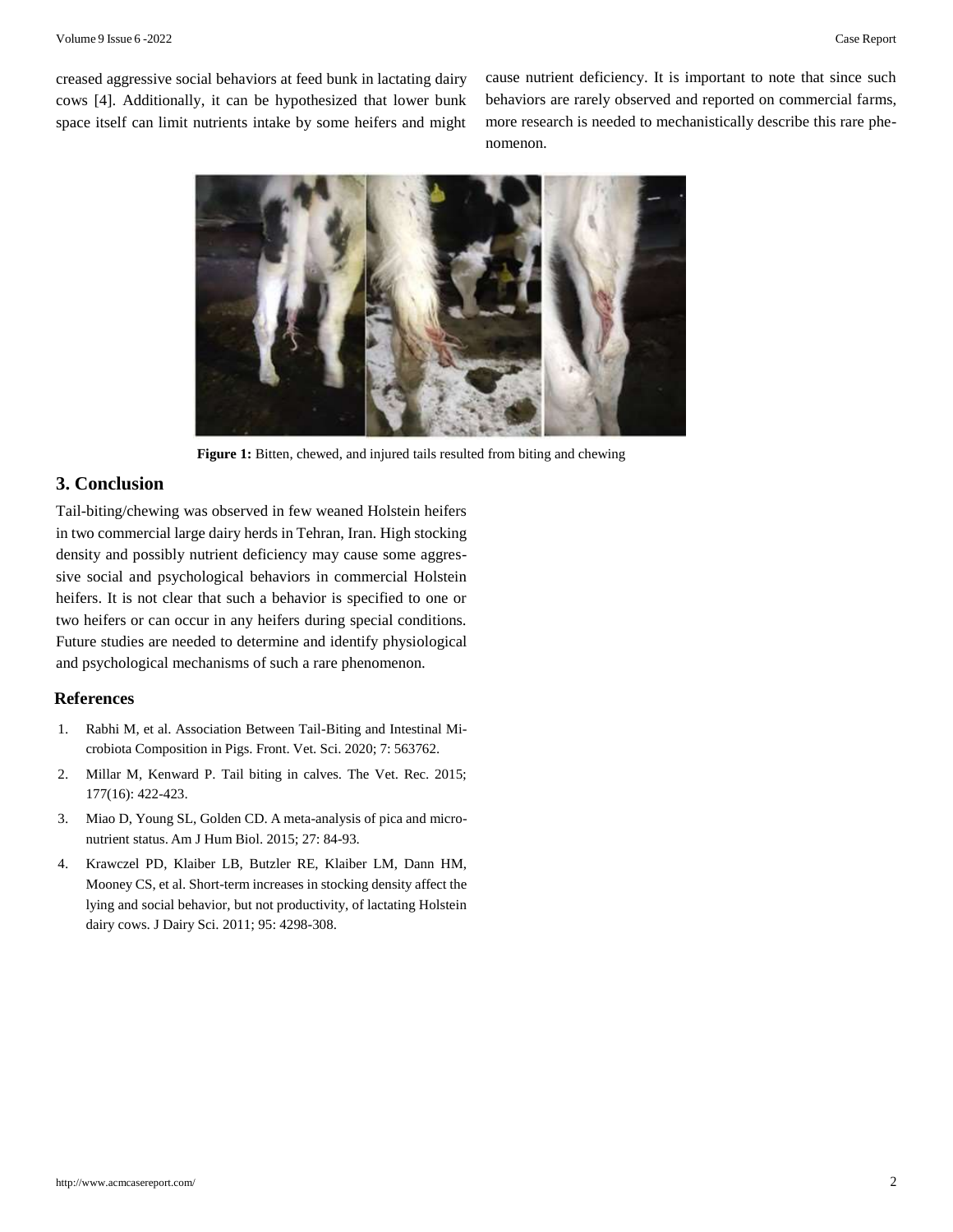creased aggressive social behaviors at feed bunk in lactating dairy cows [4]. Additionally, it can be hypothesized that lower bunk space itself can limit nutrients intake by some heifers and might cause nutrient deficiency. It is important to note that since such behaviors are rarely observed and reported on commercial farms, more research is needed to mechanistically describe this rare phenomenon.

**Figure 1:** Bitten, chewed, and injured tails resulted from biting and chewing

## 3. Conclusion

Tail-biting/chewing was observed in few weaned Holstein heifers in two commercial large dairy herds in Tehran, Iran. High stocking density and possibly nutrient deficiency may cause some aggressive social and psychological behaviors in commercial Holstein heifers. It is not clear that such a behavior is specified to one or two heifers or can occur in any heifers during special conditions. Future studies are needed to determine and identify physiological and psychological mechanisms of such a rare phenomenon.

## References

1. Rabhi M, et al. Association Between Tail-Biting and Intestinal Microbiota Composition in Pigs. Front. Vet. Sci. 2020; 7: 563762.
2. Millar M, Kenward P. Tail biting in calves. The Vet. Rec. 2015; 177(16): 422-423.
3. Miao D, Young SL, Golden CD. A meta-analysis of pica and micronutrient status. Am J Hum Biol. 2015; 27: 84-93.
4. Krawczel PD, Klaiber LB, Butzler RE, Klaiber LM, Dann HM, Mooney CS, et al. Short-term increases in stocking density affect the lying and social behavior, but not productivity, of lactating Holstein dairy cows. J Dairy Sci. 2011; 95: 4298-308.